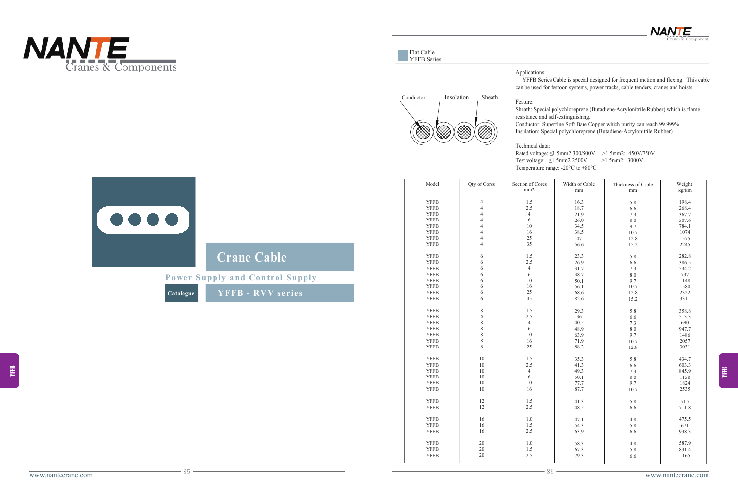# NANTE Cranes & Components

## Crane Cable

**Power Supply and Control Supply**

**Catalogue** — **YFFB - RVV series**

YFFB

---

### Flat Cable YFFB Series

Conductor — Insolation — Sheath

**Applications:**

YFFB Series Cable is special designed for frequent motion and flexing. This cable can be used for festoon systems, power tracks, cable tenders, cranes and hoists.

**Feature:**

Sheath: Special polychloreprene (Butadiene-Acrylonitrile Rubber) which is flame resistance and self-extinguishing.
Conductor: Superfine Soft Bare Copper which purity can reach 99.999%.
Insulation: Special polychloreprene (Butadiene-Acrylonitrile Rubber)

**Technical data:**

Rated voltage: ≤1.5mm2 300/500V  >1.5mm2: 450V/750V
Test voltage: ≤1.5mm2 2500V  >1.5mm2: 3000V
Temperature range: -20°C to +80°C

| Model | Qty of Cores | Section of Cores mm2 | Width of Cable mm | Thickness of Cable mm | Weight kg/km |
|---|---|---|---|---|---|
| YFFB | 4 | 1.5 | 16.3 | 5.8 | 198.4 |
| YFFB | 4 | 2.5 | 18.7 | 6.6 | 268.4 |
| YFFB | 4 | 4 | 21.9 | 7.3 | 367.7 |
| YFFB | 4 | 6 | 26.9 | 8.0 | 507.6 |
| YFFB | 4 | 10 | 34.5 | 9.7 | 784.1 |
| YFFB | 4 | 16 | 38.5 | 10.7 | 1074 |
| YFFB | 4 | 25 | 47 | 12.8 | 1575 |
| YFFB | 4 | 35 | 56.6 | 15.2 | 2245 |
| YFFB | 6 | 1.5 | 23.3 | 5.8 | 282.8 |
| YFFB | 6 | 2.5 | 26.9 | 6.6 | 386.5 |
| YFFB | 6 | 4 | 31.7 | 7.3 | 534.2 |
| YFFB | 6 | 6 | 38.7 | 8.0 | 737 |
| YFFB | 6 | 10 | 50.1 | 9.7 | 1148 |
| YFFB | 6 | 16 | 56.1 | 10.7 | 1580 |
| YFFB | 6 | 25 | 68.6 | 12.8 | 2322 |
| YFFB | 6 | 35 | 82.6 | 15.2 | 3311 |
| YFFB | 8 | 1.5 | 29.3 | 5.8 | 358.8 |
| YFFB | 8 | 2.5 | 36 | 6.6 | 513.3 |
| YFFB | 8 | 4 | 40.5 | 7.3 | 690 |
| YFFB | 8 | 6 | 48.9 | 8.0 | 947.7 |
| YFFB | 8 | 10 | 63.9 | 9.7 | 1486 |
| YFFB | 8 | 16 | 71.9 | 10.7 | 2057 |
| YFFB | 8 | 25 | 88.2 | 12.8 | 3031 |
| YFFB | 10 | 1.5 | 35.3 | 5.8 | 434.7 |
| YFFB | 10 | 2.5 | 41.3 | 6.6 | 603.3 |
| YFFB | 10 | 4 | 49.3 | 7.3 | 845.9 |
| YFFB | 10 | 6 | 59.1 | 8.0 | 1158 |
| YFFB | 10 | 10 | 77.7 | 9.7 | 1824 |
| YFFB | 10 | 16 | 87.7 | 10.7 | 2535 |
| YFFB | 12 | 1.5 | 41.3 | 5.8 | 51.7 |
| YFFB | 12 | 2.5 | 48.5 | 6.6 | 711.8 |
| YFFB | 16 | 1.0 | 47.1 | 4.8 | 475.5 |
| YFFB | 16 | 1.5 | 54.3 | 5.8 | 671 |
| YFFB | 16 | 2.5 | 63.9 | 6.6 | 938.3 |
| YFFB | 20 | 1.0 | 58.3 | 4.8 | 587.9 |
| YFFB | 20 | 1.5 | 67.3 | 5.8 | 831.4 |
| YFFB | 20 | 2.5 | 79.3 | 6.6 | 1165 |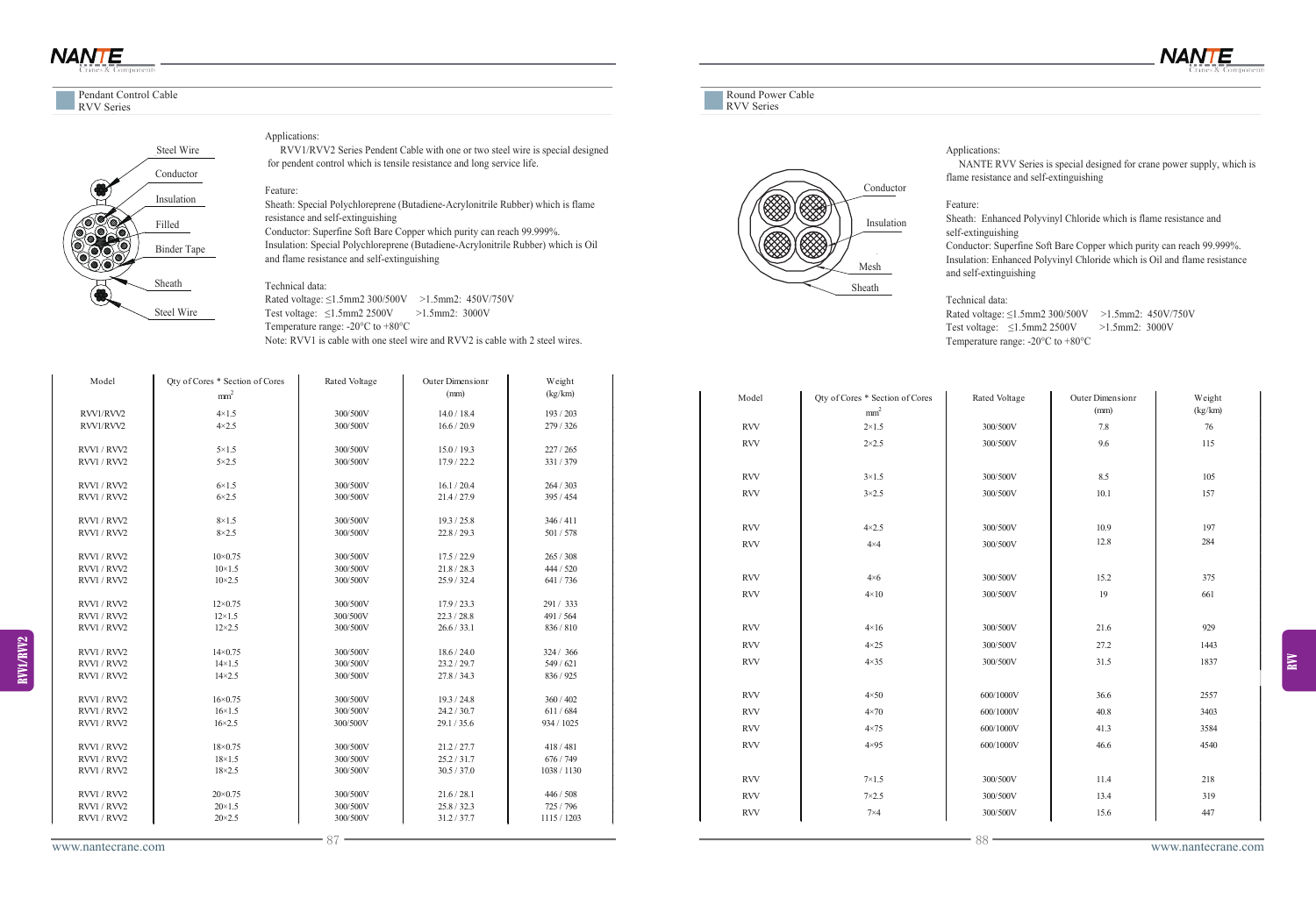## Pendant Control Cable
### RVV Series

Steel Wire
Conductor
Insulation
Filled
Binder Tape
Sheath
Steel Wire

Applications:

RVV1/RVV2 Series Pendent Cable with one or two steel wire is special designed for pendent control which is tensile resistance and long service life.

Feature:

Sheath: Special Polychloreprene (Butadiene-Acrylonitrile Rubber) which is flame resistance and self-extinguishing

Conductor: Superfine Soft Bare Copper which purity can reach 99.999%.

Insulation: Special Polychloreprene (Butadiene-Acrylonitrile Rubber) which is Oil and flame resistance and self-extinguishing

Technical data:

Rated voltage: ≤1.5mm2 300/500V >1.5mm2: 450V/750V

Test voltage: ≤1.5mm2 2500V >1.5mm2: 3000V

Temperature range: -20°C to +80°C

Note: RVV1 is cable with one steel wire and RVV2 is cable with 2 steel wires.

| Model | Qty of Cores * Section of Cores $mm^2$ | Rated Voltage | Outer Dimensionr (mm) | Weight (kg/km) |
|---|---|---|---|---|
| RVV1/RVV2 | 4×1.5 | 300/500V | 14.0 / 18.4 | 193 / 203 |
| RVV1/RVV2 | 4×2.5 | 300/500V | 16.6 / 20.9 | 279 / 326 |
| RVV1 / RVV2 | 5×1.5 | 300/500V | 15.0 / 19.3 | 227 / 265 |
| RVV1 / RVV2 | 5×2.5 | 300/500V | 17.9 / 22.2 | 331 / 379 |
| RVV1 / RVV2 | 6×1.5 | 300/500V | 16.1 / 20.4 | 264 / 303 |
| RVV1 / RVV2 | 6×2.5 | 300/500V | 21.4 / 27.9 | 395 / 454 |
| RVV1 / RVV2 | 8×1.5 | 300/500V | 19.3 / 25.8 | 346 / 411 |
| RVV1 / RVV2 | 8×2.5 | 300/500V | 22.8 / 29.3 | 501 / 578 |
| RVV1 / RVV2 | 10×0.75 | 300/500V | 17.5 / 22.9 | 265 / 308 |
| RVV1 / RVV2 | 10×1.5 | 300/500V | 21.8 / 28.3 | 444 / 520 |
| RVV1 / RVV2 | 10×2.5 | 300/500V | 25.9 / 32.4 | 641 / 736 |
| RVV1 / RVV2 | 12×0.75 | 300/500V | 17.9 / 23.3 | 291 / 333 |
| RVV1 / RVV2 | 12×1.5 | 300/500V | 22.3 / 28.8 | 491 / 564 |
| RVV1 / RVV2 | 12×2.5 | 300/500V | 26.6 / 33.1 | 836 / 810 |
| RVV1 / RVV2 | 14×0.75 | 300/500V | 18.6 / 24.0 | 324 / 366 |
| RVV1 / RVV2 | 14×1.5 | 300/500V | 23.2 / 29.7 | 549 / 621 |
| RVV1 / RVV2 | 14×2.5 | 300/500V | 27.8 / 34.3 | 836 / 925 |
| RVV1 / RVV2 | 16×0.75 | 300/500V | 19.3 / 24.8 | 360 / 402 |
| RVV1 / RVV2 | 16×1.5 | 300/500V | 24.2 / 30.7 | 611 / 684 |
| RVV1 / RVV2 | 16×2.5 | 300/500V | 29.1 / 35.6 | 934 / 1025 |
| RVV1 / RVV2 | 18×0.75 | 300/500V | 21.2 / 27.7 | 418 / 481 |
| RVV1 / RVV2 | 18×1.5 | 300/500V | 25.2 / 31.7 | 676 / 749 |
| RVV1 / RVV2 | 18×2.5 | 300/500V | 30.5 / 37.0 | 1038 / 1130 |
| RVV1 / RVV2 | 20×0.75 | 300/500V | 21.6 / 28.1 | 446 / 508 |
| RVV1 / RVV2 | 20×1.5 | 300/500V | 25.8 / 32.3 | 725 / 796 |
| RVV1 / RVV2 | 20×2.5 | 300/500V | 31.2 / 37.7 | 1115 / 1203 |

## Round Power Cable
### RVV Series

Conductor
Insulation
Mesh
Sheath

Applications:

NANTE RVV Series is special designed for crane power supply, which is flame resistance and self-extinguishing

Feature:

Sheath: Enhanced Polyvinyl Chloride which is flame resistance and self-extinguishing

Conductor: Superfine Soft Bare Copper which purity can reach 99.999%.

Insulation: Enhanced Polyvinyl Chloride which is Oil and flame resistance and self-extinguishing

Technical data:

Rated voltage: ≤1.5mm2 300/500V >1.5mm2: 450V/750V

Test voltage: ≤1.5mm2 2500V >1.5mm2: 3000V

Temperature range: -20°C to +80°C

| Model | Qty of Cores * Section of Cores $mm^2$ | Rated Voltage | Outer Dimensionr (mm) | Weight (kg/km) |
|---|---|---|---|---|
| RVV | 2×1.5 | 300/500V | 7.8 | 76 |
| RVV | 2×2.5 | 300/500V | 9.6 | 115 |
| RVV | 3×1.5 | 300/500V | 8.5 | 105 |
| RVV | 3×2.5 | 300/500V | 10.1 | 157 |
| RVV | 4×2.5 | 300/500V | 10.9 | 197 |
| RVV | 4×4 | 300/500V | 12.8 | 284 |
| RVV | 4×6 | 300/500V | 15.2 | 375 |
| RVV | 4×10 | 300/500V | 19 | 661 |
| RVV | 4×16 | 300/500V | 21.6 | 929 |
| RVV | 4×25 | 300/500V | 27.2 | 1443 |
| RVV | 4×35 | 300/500V | 31.5 | 1837 |
| RVV | 4×50 | 600/1000V | 36.6 | 2557 |
| RVV | 4×70 | 600/1000V | 40.8 | 3403 |
| RVV | 4×75 | 600/1000V | 41.3 | 3584 |
| RVV | 4×95 | 600/1000V | 46.6 | 4540 |
| RVV | 7×1.5 | 300/500V | 11.4 | 218 |
| RVV | 7×2.5 | 300/500V | 13.4 | 319 |
| RVV | 7×4 | 300/500V | 15.6 | 447 |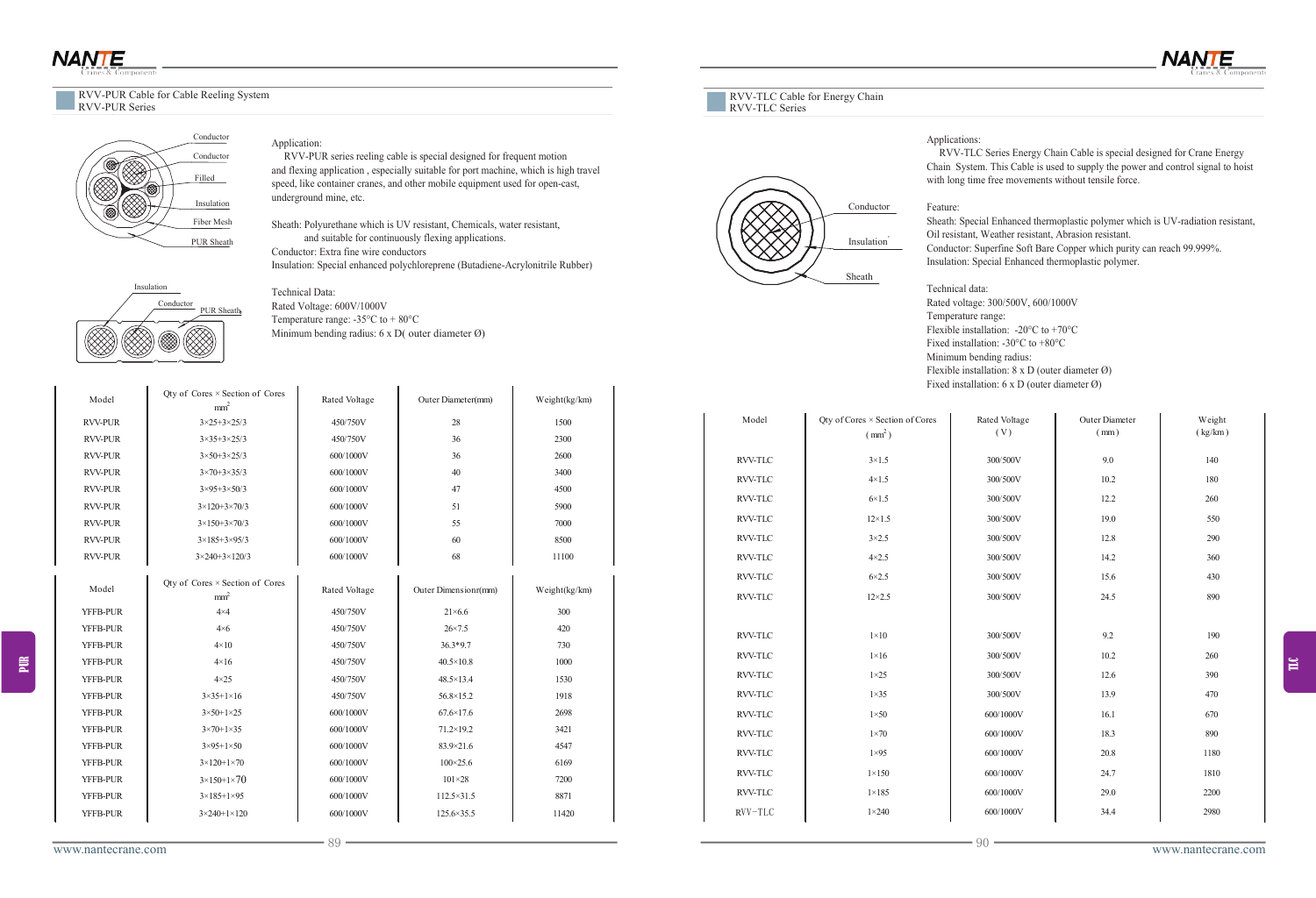## RVV-PUR Cable for Cable Reeling System
RVV-PUR Series

Conductor
Conductor
Filled
Insulation
Fiber Mesh
PUR Sheath

Insulation
Conductor
PUR Sheath

Application:
RVV-PUR series reeling cable is special designed for frequent motion and flexing application , especially suitable for port machine, which is high travel speed, like container cranes, and other mobile equipment used for open-cast, underground mine, etc.

Sheath: Polyurethane which is UV resistant, Chemicals, water resistant, and suitable for continuously flexing applications.
Conductor: Extra fine wire conductors
Insulation: Special enhanced polychloreprene (Butadiene-Acrylonitrile Rubber)

Technical Data:
Rated Voltage: 600V/1000V
Temperature range: -35°C to + 80°C
Minimum bending radius: 6 x D( outer diameter Ø)

| Model | Qty of Cores × Section of Cores $mm^2$ | Rated Voltage | Outer Diameter(mm) | Weight(kg/km) |
|---|---|---|---|---|
| RVV-PUR | 3×25+3×25/3 | 450/750V | 28 | 1500 |
| RVV-PUR | 3×35+3×25/3 | 450/750V | 36 | 2300 |
| RVV-PUR | 3×50+3×25/3 | 600/1000V | 36 | 2600 |
| RVV-PUR | 3×70+3×35/3 | 600/1000V | 40 | 3400 |
| RVV-PUR | 3×95+3×50/3 | 600/1000V | 47 | 4500 |
| RVV-PUR | 3×120+3×70/3 | 600/1000V | 51 | 5900 |
| RVV-PUR | 3×150+3×70/3 | 600/1000V | 55 | 7000 |
| RVV-PUR | 3×185+3×95/3 | 600/1000V | 60 | 8500 |
| RVV-PUR | 3×240+3×120/3 | 600/1000V | 68 | 11100 |

| Model | Qty of Cores × Section of Cores $mm^2$ | Rated Voltage | Outer Dimensionr(mm) | Weight(kg/km) |
|---|---|---|---|---|
| YFFB-PUR | 4×4 | 450/750V | 21×6.6 | 300 |
| YFFB-PUR | 4×6 | 450/750V | 26×7.5 | 420 |
| YFFB-PUR | 4×10 | 450/750V | 36.3*9.7 | 730 |
| YFFB-PUR | 4×16 | 450/750V | 40.5×10.8 | 1000 |
| YFFB-PUR | 4×25 | 450/750V | 48.5×13.4 | 1530 |
| YFFB-PUR | 3×35+1×16 | 450/750V | 56.8×15.2 | 1918 |
| YFFB-PUR | 3×50+1×25 | 600/1000V | 67.6×17.6 | 2698 |
| YFFB-PUR | 3×70+1×35 | 600/1000V | 71.2×19.2 | 3421 |
| YFFB-PUR | 3×95+1×50 | 600/1000V | 83.9×21.6 | 4547 |
| YFFB-PUR | 3×120+1×70 | 600/1000V | 100×25.6 | 6169 |
| YFFB-PUR | 3×150+1×70 | 600/1000V | 101×28 | 7200 |
| YFFB-PUR | 3×185+1×95 | 600/1000V | 112.5×31.5 | 8871 |
| YFFB-PUR | 3×240+1×120 | 600/1000V | 125.6×35.5 | 11420 |

## RVV-TLC Cable for Energy Chain
RVV-TLC Series

Conductor
Insulation
Sheath

Applications:
RVV-TLC Series Energy Chain Cable is special designed for Crane Energy Chain System. This Cable is used to supply the power and control signal to hoist with long time free movements without tensile force.

Feature:
Sheath: Special Enhanced thermoplastic polymer which is UV-radiation resistant, Oil resistant, Weather resistant, Abrasion resistant.
Conductor: Superfine Soft Bare Copper which purity can reach 99.999%.
Insulation: Special Enhanced thermoplastic polymer.

Technical data:
Rated voltage: 300/500V, 600/1000V
Temperature range:
Flexible installation: -20°C to +70°C
Fixed installation: -30°C to +80°C
Minimum bending radius:
Flexible installation: 8 x D (outer diameter Ø)
Fixed installation: 6 x D (outer diameter Ø)

| Model | Qty of Cores × Section of Cores ( $mm^2$ ) | Rated Voltage ( V ) | Outer Diameter ( mm ) | Weight ( kg/km ) |
|---|---|---|---|---|
| RVV-TLC | 3×1.5 | 300/500V | 9.0 | 140 |
| RVV-TLC | 4×1.5 | 300/500V | 10.2 | 180 |
| RVV-TLC | 6×1.5 | 300/500V | 12.2 | 260 |
| RVV-TLC | 12×1.5 | 300/500V | 19.0 | 550 |
| RVV-TLC | 3×2.5 | 300/500V | 12.8 | 290 |
| RVV-TLC | 4×2.5 | 300/500V | 14.2 | 360 |
| RVV-TLC | 6×2.5 | 300/500V | 15.6 | 430 |
| RVV-TLC | 12×2.5 | 300/500V | 24.5 | 890 |
| RVV-TLC | 1×10 | 300/500V | 9.2 | 190 |
| RVV-TLC | 1×16 | 300/500V | 10.2 | 260 |
| RVV-TLC | 1×25 | 300/500V | 12.6 | 390 |
| RVV-TLC | 1×35 | 300/500V | 13.9 | 470 |
| RVV-TLC | 1×50 | 600/1000V | 16.1 | 670 |
| RVV-TLC | 1×70 | 600/1000V | 18.3 | 890 |
| RVV-TLC | 1×95 | 600/1000V | 20.8 | 1180 |
| RVV-TLC | 1×150 | 600/1000V | 24.7 | 1810 |
| RVV-TLC | 1×185 | 600/1000V | 29.0 | 2200 |
| RVV-TLC | 1×240 | 600/1000V | 34.4 | 2980 |